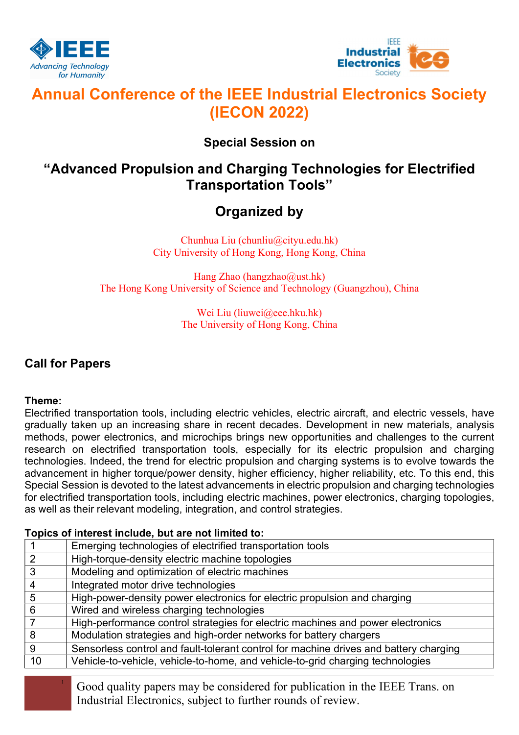# Annual Conference of the IEEE Industrial Electronics Society (IECON 2022)

### Special Session on

## "Advanced Propulsion and Charging Technologies for Electrified Transportation Tools"

## Organized by

Chunhua Liu (chunliu@cityu.edu.hk)
City University of Hong Kong, Hong Kong, China

Hang Zhao (hangzhao@ust.hk)
The Hong Kong University of Science and Technology (Guangzhou), China

Wei Liu (liuwei@eee.hku.hk)
The University of Hong Kong, China

## Call for Papers

**Theme:**
Electrified transportation tools, including electric vehicles, electric aircraft, and electric vessels, have gradually taken up an increasing share in recent decades. Development in new materials, analysis methods, power electronics, and microchips brings new opportunities and challenges to the current research on electrified transportation tools, especially for its electric propulsion and charging technologies. Indeed, the trend for electric propulsion and charging systems is to evolve towards the advancement in higher torque/power density, higher efficiency, higher reliability, etc. To this end, this Special Session is devoted to the latest advancements in electric propulsion and charging technologies for electrified transportation tools, including electric machines, power electronics, charging topologies, as well as their relevant modeling, integration, and control strategies.

**Topics of interest include, but are not limited to:**

| | |
|---|---|
| 1 | Emerging technologies of electrified transportation tools |
| 2 | High-torque-density electric machine topologies |
| 3 | Modeling and optimization of electric machines |
| 4 | Integrated motor drive technologies |
| 5 | High-power-density power electronics for electric propulsion and charging |
| 6 | Wired and wireless charging technologies |
| 7 | High-performance control strategies for electric machines and power electronics |
| 8 | Modulation strategies and high-order networks for battery chargers |
| 9 | Sensorless control and fault-tolerant control for machine drives and battery charging |
| 10 | Vehicle-to-vehicle, vehicle-to-home, and vehicle-to-grid charging technologies |

Good quality papers may be considered for publication in the IEEE Trans. on Industrial Electronics, subject to further rounds of review.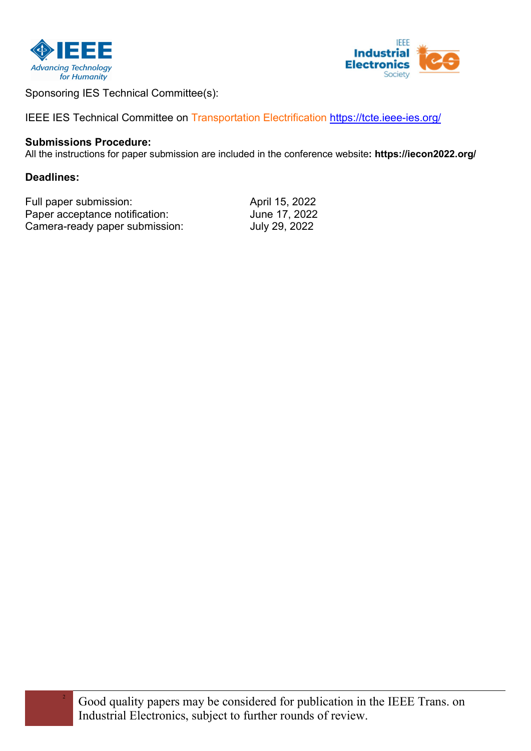Sponsoring IES Technical Committee(s):

IEEE IES Technical Committee on Transportation Electrification https://tcte.ieee-ies.org/

**Submissions Procedure:**
All the instructions for paper submission are included in the conference website**: https://iecon2022.org/**

**Deadlines:**

| | |
|---|---|
| Full paper submission: | April 15, 2022 |
| Paper acceptance notification: | June 17, 2022 |
| Camera-ready paper submission: | July 29, 2022 |

[2] Good quality papers may be considered for publication in the IEEE Trans. on Industrial Electronics, subject to further rounds of review.